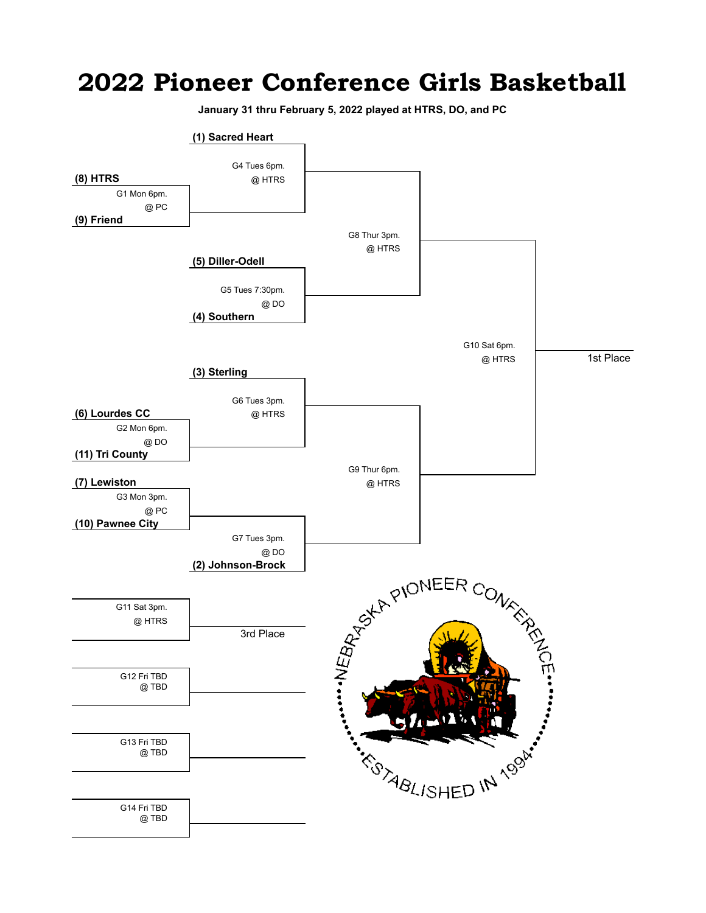# 2022 Pioneer Conference Girls Basketball

**January 31 thru February 5, 2022 played at HTRS, DO, and PC**

**(1) Sacred Heart**

G4 Tues 6pm.
@ HTRS

**(8) HTRS**

G1 Mon 6pm.
@ PC

**(9) Friend**

G8 Thur 3pm.
@ HTRS

**(5) Diller-Odell**

G5 Tues 7:30pm.
@ DO

**(4) Southern**

G10 Sat 6pm.
@ HTRS

1st Place

**(3) Sterling**

G6 Tues 3pm.
@ HTRS

**(6) Lourdes CC**

G2 Mon 6pm.
@ DO

**(11) Tri County**

G9 Thur 6pm.
@ HTRS

**(7) Lewiston**

G3 Mon 3pm.
@ PC

**(10) Pawnee City**

G7 Tues 3pm.
@ DO

**(2) Johnson-Brock**

G11 Sat 3pm.
@ HTRS

3rd Place

G12 Fri TBD
@ TBD

G13 Fri TBD
@ TBD

G14 Fri TBD
@ TBD

NEBRASKA PIONEER CONFERENCE

ESTABLISHED IN 1994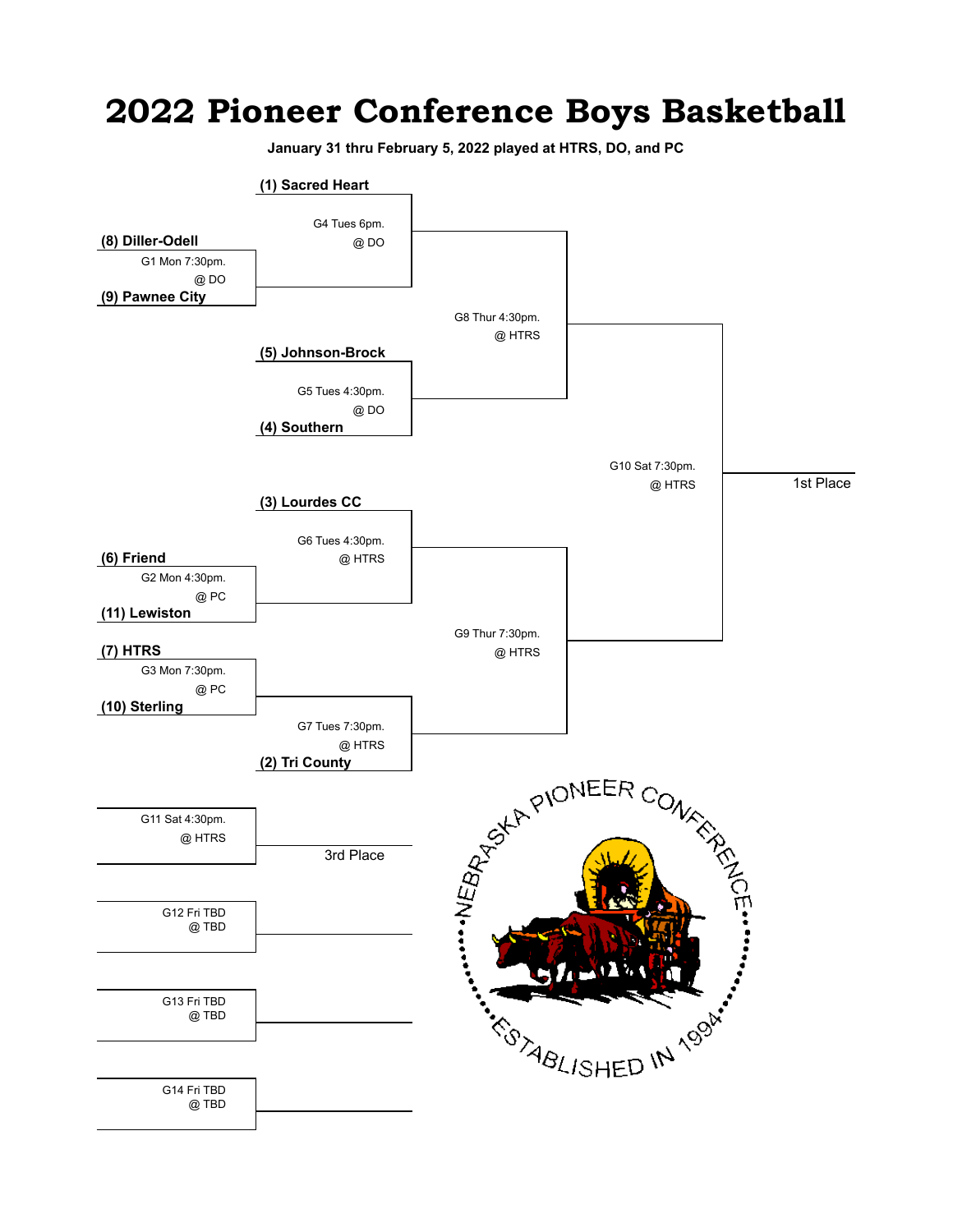# 2022 Pioneer Conference Boys Basketball

**January 31 thru February 5, 2022 played at HTRS, DO, and PC**

**(1) Sacred Heart**

G4 Tues 6pm.
@ DO

**(8) Diller-Odell**

G1 Mon 7:30pm.
@ DO

**(9) Pawnee City**

G8 Thur 4:30pm.
@ HTRS

**(5) Johnson-Brock**

G5 Tues 4:30pm.
@ DO

**(4) Southern**

G10 Sat 7:30pm.
@ HTRS

1st Place

**(3) Lourdes CC**

G6 Tues 4:30pm.
@ HTRS

**(6) Friend**

G2 Mon 4:30pm.
@ PC

**(11) Lewiston**

G9 Thur 7:30pm.
@ HTRS

**(7) HTRS**

G3 Mon 7:30pm.
@ PC

**(10) Sterling**

G7 Tues 7:30pm.
@ HTRS

**(2) Tri County**

G11 Sat 4:30pm.
@ HTRS

3rd Place

G12 Fri TBD
@ TBD

G13 Fri TBD
@ TBD

G14 Fri TBD
@ TBD

NEBRASKA PIONEER CONFERENCE
ESTABLISHED IN 1994